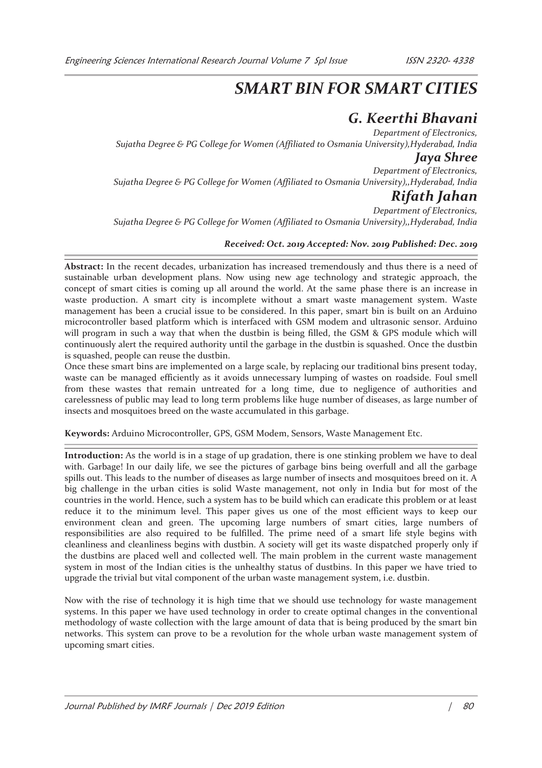# SMART BIN FOR SMART CITIES

## G. Keerthi Bhavani

*Department of Electronics,*
*Sujatha Degree & PG College for Women (Affiliated to Osmania University),Hyderabad, India*

## Jaya Shree

*Department of Electronics,*
*Sujatha Degree & PG College for Women (Affiliated to Osmania University),,Hyderabad, India*

## Rifath Jahan

*Department of Electronics,*
*Sujatha Degree & PG College for Women (Affiliated to Osmania University),,Hyderabad, India*

***Received: Oct. 2019 Accepted: Nov. 2019 Published: Dec. 2019***

**Abstract:** In the recent decades, urbanization has increased tremendously and thus there is a need of sustainable urban development plans. Now using new age technology and strategic approach, the concept of smart cities is coming up all around the world. At the same phase there is an increase in waste production. A smart city is incomplete without a smart waste management system. Waste management has been a crucial issue to be considered. In this paper, smart bin is built on an Arduino microcontroller based platform which is interfaced with GSM modem and ultrasonic sensor. Arduino will program in such a way that when the dustbin is being filled, the GSM & GPS module which will continuously alert the required authority until the garbage in the dustbin is squashed. Once the dustbin is squashed, people can reuse the dustbin.

Once these smart bins are implemented on a large scale, by replacing our traditional bins present today, waste can be managed efficiently as it avoids unnecessary lumping of wastes on roadside. Foul smell from these wastes that remain untreated for a long time, due to negligence of authorities and carelessness of public may lead to long term problems like huge number of diseases, as large number of insects and mosquitoes breed on the waste accumulated in this garbage.

**Keywords:** Arduino Microcontroller, GPS, GSM Modem, Sensors, Waste Management Etc.

**Introduction:** As the world is in a stage of up gradation, there is one stinking problem we have to deal with. Garbage! In our daily life, we see the pictures of garbage bins being overfull and all the garbage spills out. This leads to the number of diseases as large number of insects and mosquitoes breed on it. A big challenge in the urban cities is solid Waste management, not only in India but for most of the countries in the world. Hence, such a system has to be build which can eradicate this problem or at least reduce it to the minimum level. This paper gives us one of the most efficient ways to keep our environment clean and green. The upcoming large numbers of smart cities, large numbers of responsibilities are also required to be fulfilled. The prime need of a smart life style begins with cleanliness and cleanliness begins with dustbin. A society will get its waste dispatched properly only if the dustbins are placed well and collected well. The main problem in the current waste management system in most of the Indian cities is the unhealthy status of dustbins. In this paper we have tried to upgrade the trivial but vital component of the urban waste management system, i.e. dustbin.

Now with the rise of technology it is high time that we should use technology for waste management systems. In this paper we have used technology in order to create optimal changes in the conventional methodology of waste collection with the large amount of data that is being produced by the smart bin networks. This system can prove to be a revolution for the whole urban waste management system of upcoming smart cities.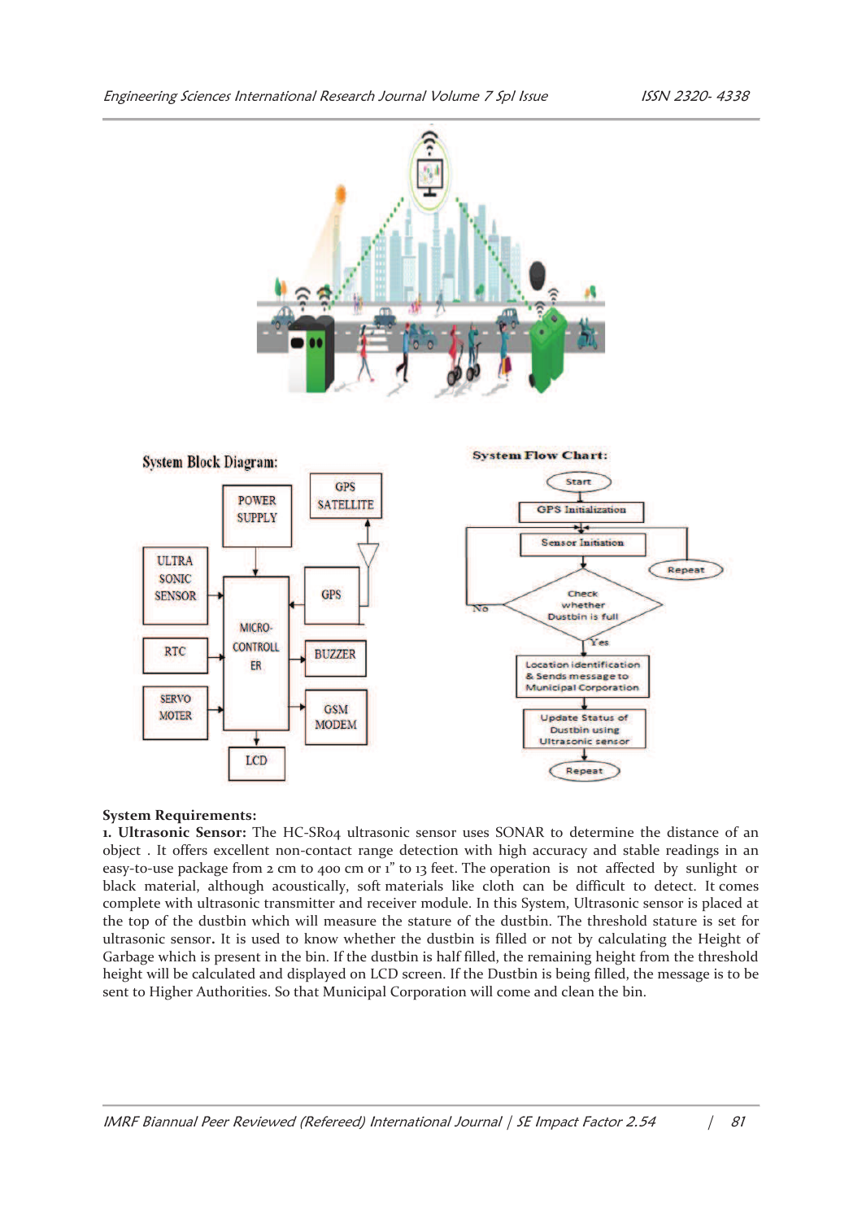System Block Diagram:

System Flow Chart:

**System Requirements:**

**1. Ultrasonic Sensor:** The HC-SR04 ultrasonic sensor uses SONAR to determine the distance of an object . It offers excellent non-contact range detection with high accuracy and stable readings in an easy-to-use package from 2 cm to 400 cm or 1" to 13 feet. The operation is not affected by sunlight or black material, although acoustically, soft materials like cloth can be difficult to detect. It comes complete with ultrasonic transmitter and receiver module. In this System, Ultrasonic sensor is placed at the top of the dustbin which will measure the stature of the dustbin. The threshold stature is set for ultrasonic sensor**.** It is used to know whether the dustbin is filled or not by calculating the Height of Garbage which is present in the bin. If the dustbin is half filled, the remaining height from the threshold height will be calculated and displayed on LCD screen. If the Dustbin is being filled, the message is to be sent to Higher Authorities. So that Municipal Corporation will come and clean the bin.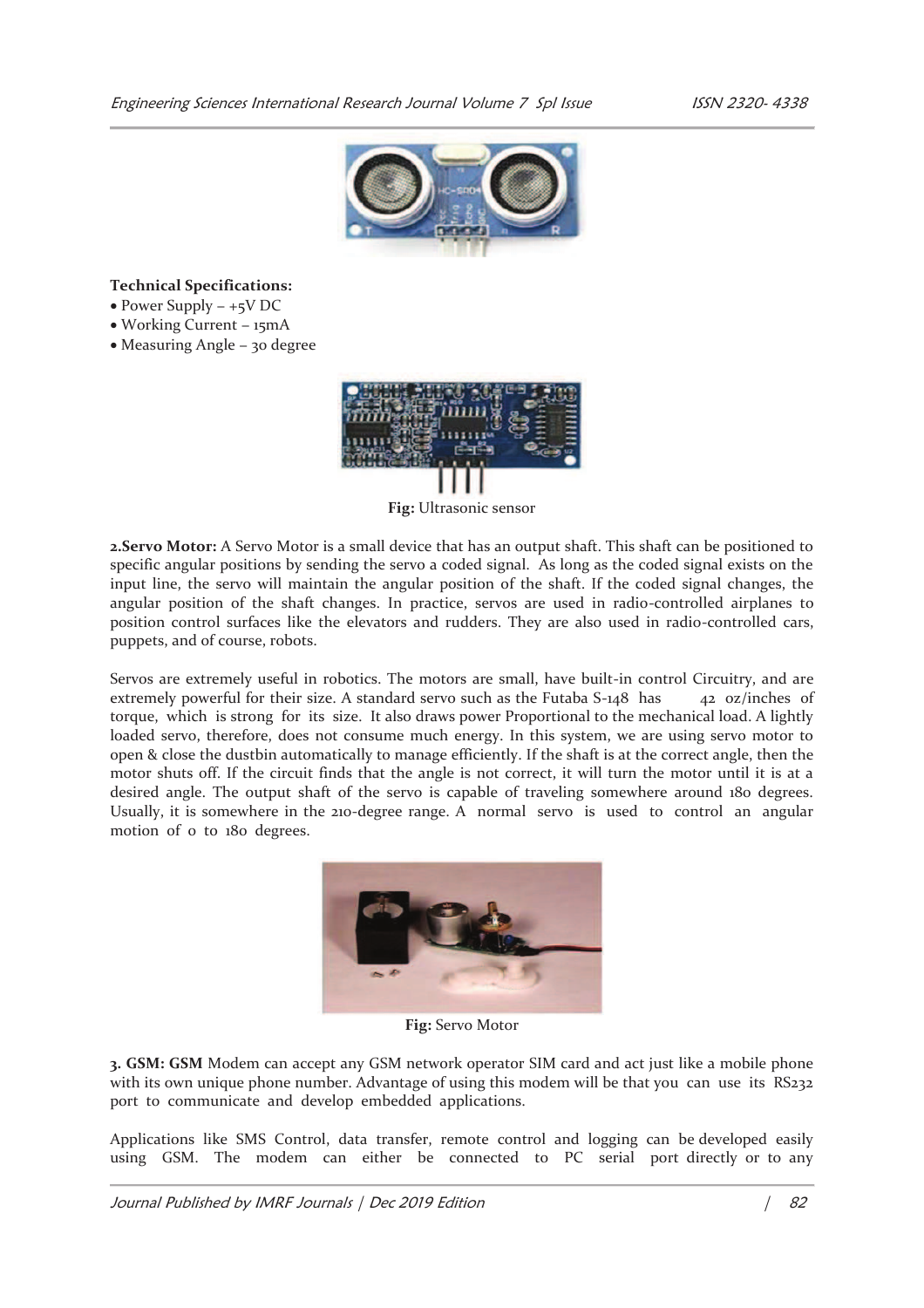**Technical Specifications:**

- Power Supply – +5V DC
- Working Current – 15mA
- Measuring Angle – 30 degree

**Fig:** Ultrasonic sensor

**2.Servo Motor:** A Servo Motor is a small device that has an output shaft. This shaft can be positioned to specific angular positions by sending the servo a coded signal. As long as the coded signal exists on the input line, the servo will maintain the angular position of the shaft. If the coded signal changes, the angular position of the shaft changes. In practice, servos are used in radio-controlled airplanes to position control surfaces like the elevators and rudders. They are also used in radio-controlled cars, puppets, and of course, robots.

Servos are extremely useful in robotics. The motors are small, have built-in control Circuitry, and are extremely powerful for their size. A standard servo such as the Futaba S-148 has 42 oz/inches of torque, which is strong for its size. It also draws power Proportional to the mechanical load. A lightly loaded servo, therefore, does not consume much energy. In this system, we are using servo motor to open & close the dustbin automatically to manage efficiently. If the shaft is at the correct angle, then the motor shuts off. If the circuit finds that the angle is not correct, it will turn the motor until it is at a desired angle. The output shaft of the servo is capable of traveling somewhere around 180 degrees. Usually, it is somewhere in the 210-degree range. A normal servo is used to control an angular motion of 0 to 180 degrees.

**Fig:** Servo Motor

**3. GSM: GSM** Modem can accept any GSM network operator SIM card and act just like a mobile phone with its own unique phone number. Advantage of using this modem will be that you can use its RS232 port to communicate and develop embedded applications.

Applications like SMS Control, data transfer, remote control and logging can be developed easily using GSM. The modem can either be connected to PC serial port directly or to any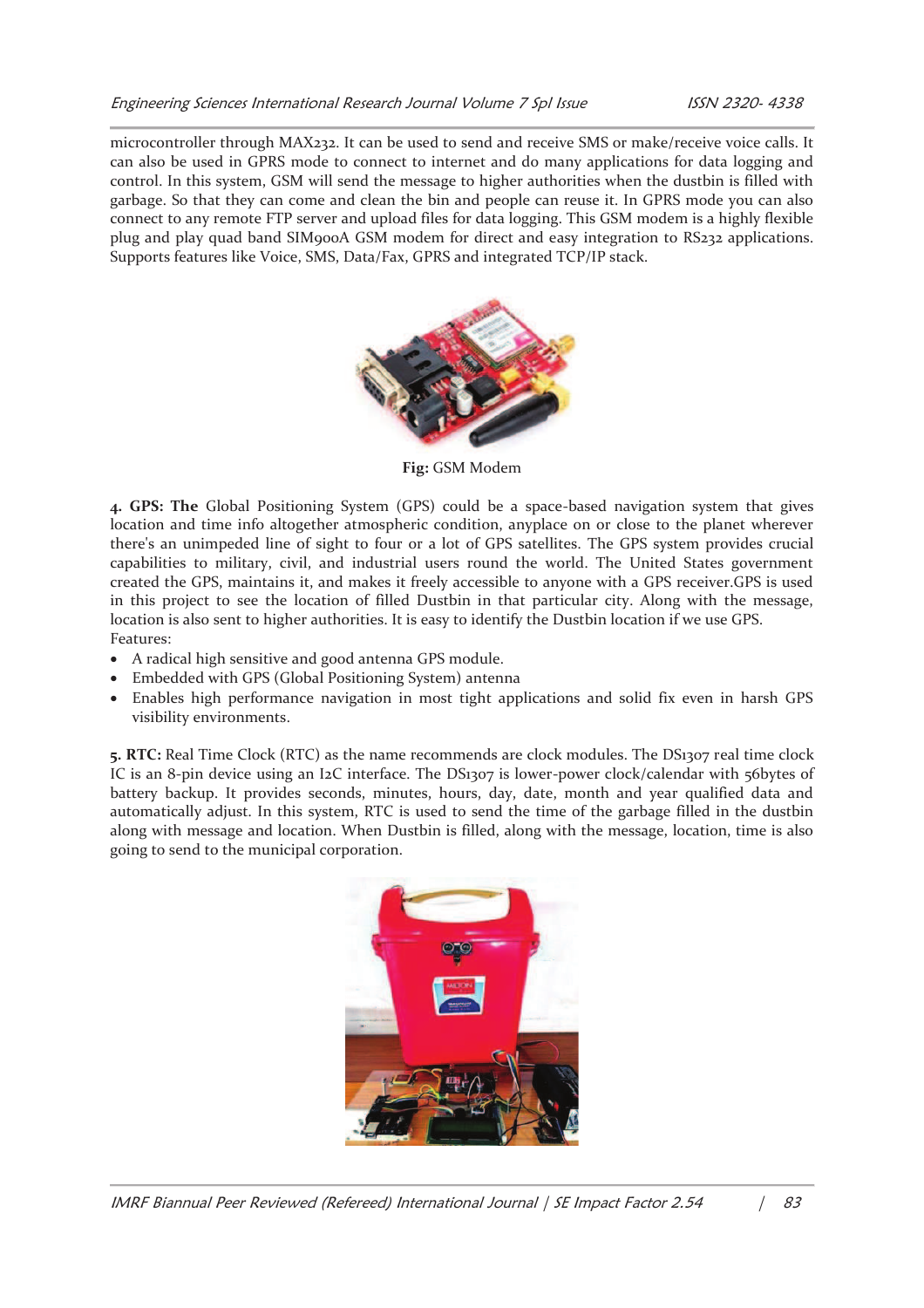microcontroller through MAX232. It can be used to send and receive SMS or make/receive voice calls. It can also be used in GPRS mode to connect to internet and do many applications for data logging and control. In this system, GSM will send the message to higher authorities when the dustbin is filled with garbage. So that they can come and clean the bin and people can reuse it. In GPRS mode you can also connect to any remote FTP server and upload files for data logging. This GSM modem is a highly flexible plug and play quad band SIM900A GSM modem for direct and easy integration to RS232 applications. Supports features like Voice, SMS, Data/Fax, GPRS and integrated TCP/IP stack.

**Fig:** GSM Modem

**4. GPS: The** Global Positioning System (GPS) could be a space-based navigation system that gives location and time info altogether atmospheric condition, anyplace on or close to the planet wherever there's an unimpeded line of sight to four or a lot of GPS satellites. The GPS system provides crucial capabilities to military, civil, and industrial users round the world. The United States government created the GPS, maintains it, and makes it freely accessible to anyone with a GPS receiver.GPS is used in this project to see the location of filled Dustbin in that particular city. Along with the message, location is also sent to higher authorities. It is easy to identify the Dustbin location if we use GPS.

Features:

- A radical high sensitive and good antenna GPS module.
- Embedded with GPS (Global Positioning System) antenna
- Enables high performance navigation in most tight applications and solid fix even in harsh GPS visibility environments.

**5. RTC:** Real Time Clock (RTC) as the name recommends are clock modules. The DS1307 real time clock IC is an 8-pin device using an I2C interface. The DS1307 is lower-power clock/calendar with 56bytes of battery backup. It provides seconds, minutes, hours, day, date, month and year qualified data and automatically adjust. In this system, RTC is used to send the time of the garbage filled in the dustbin along with message and location. When Dustbin is filled, along with the message, location, time is also going to send to the municipal corporation.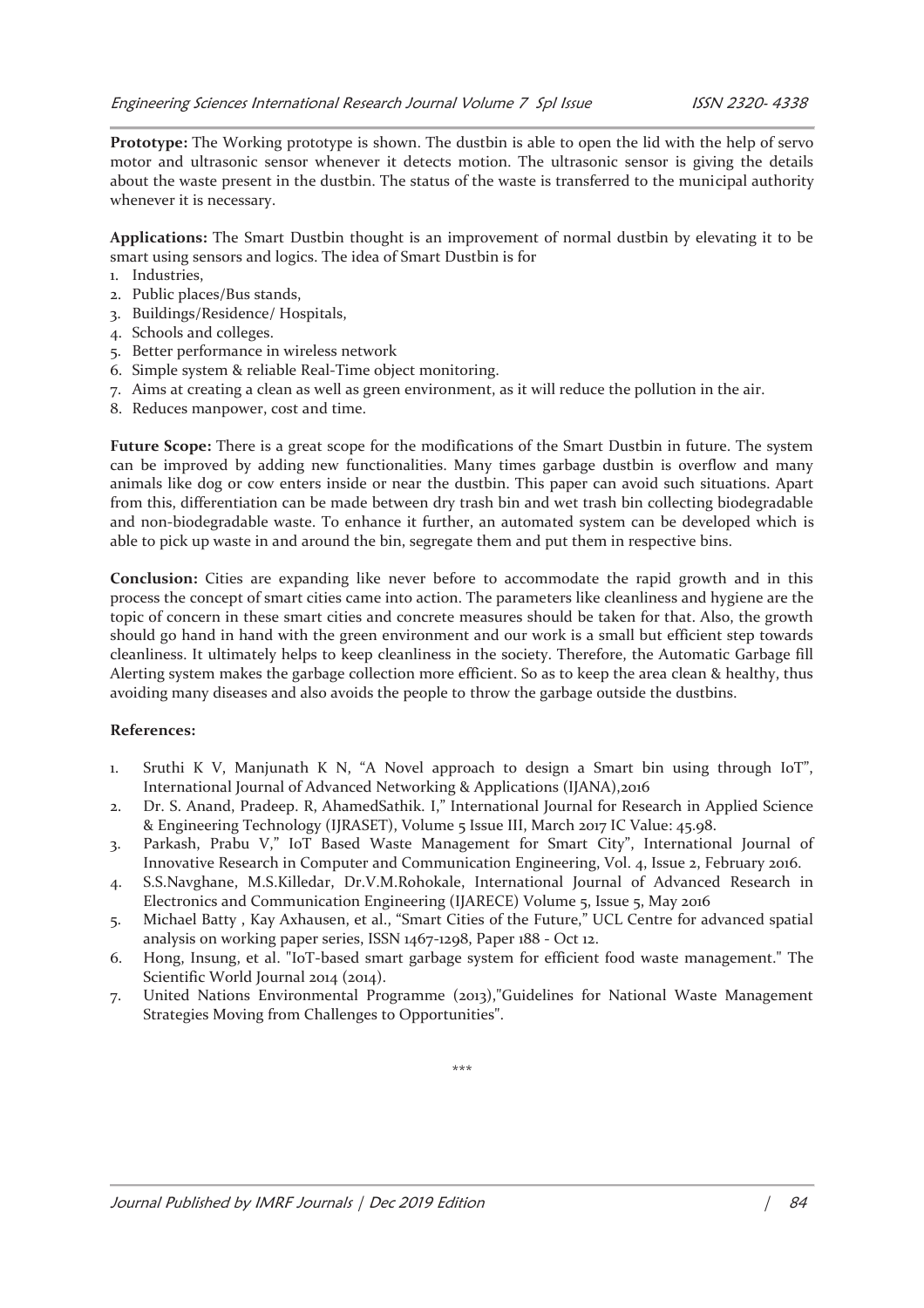**Prototype:** The Working prototype is shown. The dustbin is able to open the lid with the help of servo motor and ultrasonic sensor whenever it detects motion. The ultrasonic sensor is giving the details about the waste present in the dustbin. The status of the waste is transferred to the municipal authority whenever it is necessary.

**Applications:** The Smart Dustbin thought is an improvement of normal dustbin by elevating it to be smart using sensors and logics. The idea of Smart Dustbin is for

1. Industries,
2. Public places/Bus stands,
3. Buildings/Residence/ Hospitals,
4. Schools and colleges.
5. Better performance in wireless network
6. Simple system & reliable Real-Time object monitoring.
7. Aims at creating a clean as well as green environment, as it will reduce the pollution in the air.
8. Reduces manpower, cost and time.

**Future Scope:** There is a great scope for the modifications of the Smart Dustbin in future. The system can be improved by adding new functionalities. Many times garbage dustbin is overflow and many animals like dog or cow enters inside or near the dustbin. This paper can avoid such situations. Apart from this, differentiation can be made between dry trash bin and wet trash bin collecting biodegradable and non-biodegradable waste. To enhance it further, an automated system can be developed which is able to pick up waste in and around the bin, segregate them and put them in respective bins.

**Conclusion:** Cities are expanding like never before to accommodate the rapid growth and in this process the concept of smart cities came into action. The parameters like cleanliness and hygiene are the topic of concern in these smart cities and concrete measures should be taken for that. Also, the growth should go hand in hand with the green environment and our work is a small but efficient step towards cleanliness. It ultimately helps to keep cleanliness in the society. Therefore, the Automatic Garbage fill Alerting system makes the garbage collection more efficient. So as to keep the area clean & healthy, thus avoiding many diseases and also avoids the people to throw the garbage outside the dustbins.

**References:**

1. Sruthi K V, Manjunath K N, "A Novel approach to design a Smart bin using through IoT", International Journal of Advanced Networking & Applications (IJANA),2016
2. Dr. S. Anand, Pradeep. R, AhamedSathik. I," International Journal for Research in Applied Science & Engineering Technology (IJRASET), Volume 5 Issue III, March 2017 IC Value: 45.98.
3. Parkash, Prabu V," IoT Based Waste Management for Smart City", International Journal of Innovative Research in Computer and Communication Engineering, Vol. 4, Issue 2, February 2016.
4. S.S.Navghane, M.S.Killedar, Dr.V.M.Rohokale, International Journal of Advanced Research in Electronics and Communication Engineering (IJARECE) Volume 5, Issue 5, May 2016
5. Michael Batty , Kay Axhausen, et al., "Smart Cities of the Future," UCL Centre for advanced spatial analysis on working paper series, ISSN 1467-1298, Paper 188 - Oct 12.
6. Hong, Insung, et al. "IoT-based smart garbage system for efficient food waste management." The Scientific World Journal 2014 (2014).
7. United Nations Environmental Programme (2013),"Guidelines for National Waste Management Strategies Moving from Challenges to Opportunities".

***